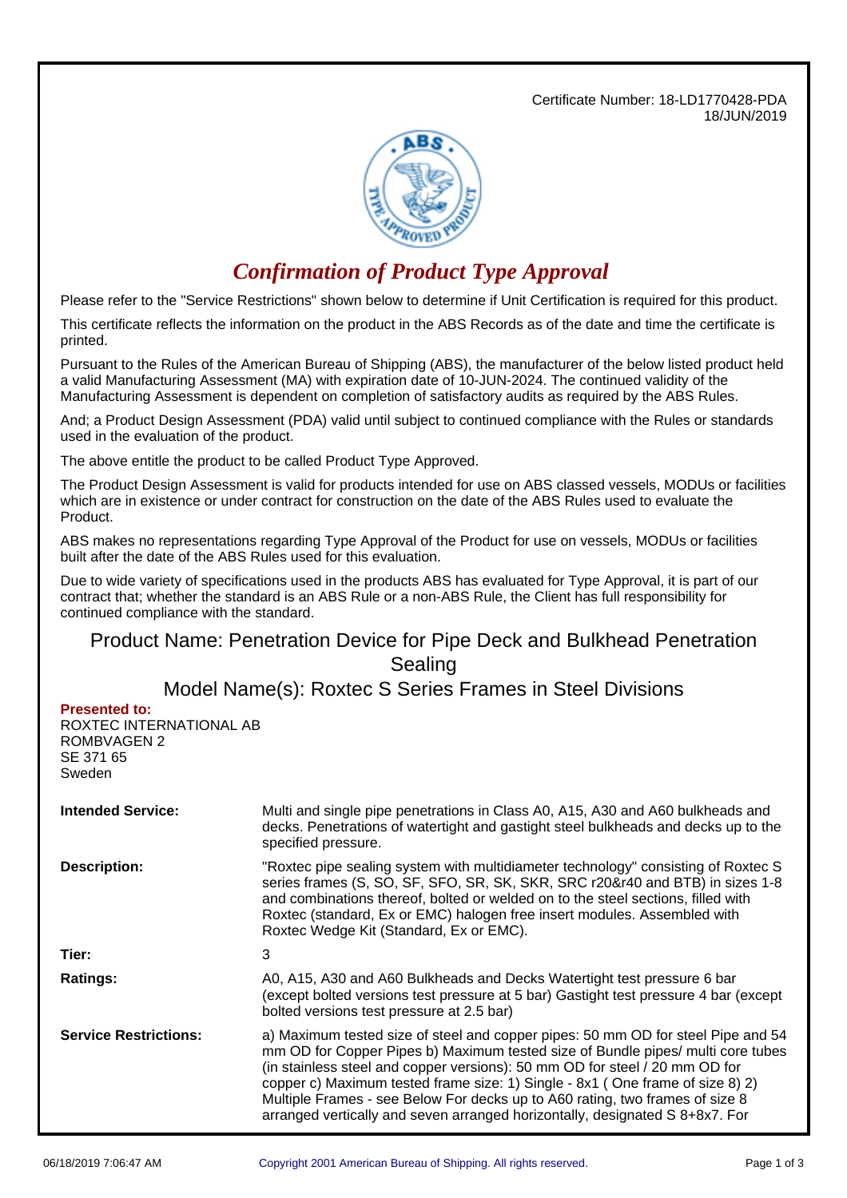Certificate Number: 18-LD1770428-PDA
18/JUN/2019

# *Confirmation of Product Type Approval*

Please refer to the "Service Restrictions" shown below to determine if Unit Certification is required for this product.

This certificate reflects the information on the product in the ABS Records as of the date and time the certificate is printed.

Pursuant to the Rules of the American Bureau of Shipping (ABS), the manufacturer of the below listed product held a valid Manufacturing Assessment (MA) with expiration date of 10-JUN-2024. The continued validity of the Manufacturing Assessment is dependent on completion of satisfactory audits as required by the ABS Rules.

And; a Product Design Assessment (PDA) valid until subject to continued compliance with the Rules or standards used in the evaluation of the product.

The above entitle the product to be called Product Type Approved.

The Product Design Assessment is valid for products intended for use on ABS classed vessels, MODUs or facilities which are in existence or under contract for construction on the date of the ABS Rules used to evaluate the Product.

ABS makes no representations regarding Type Approval of the Product for use on vessels, MODUs or facilities built after the date of the ABS Rules used for this evaluation.

Due to wide variety of specifications used in the products ABS has evaluated for Type Approval, it is part of our contract that; whether the standard is an ABS Rule or a non-ABS Rule, the Client has full responsibility for continued compliance with the standard.

## Product Name: Penetration Device for Pipe Deck and Bulkhead Penetration Sealing

## Model Name(s): Roxtec S Series Frames in Steel Divisions

**Presented to:**
ROXTEC INTERNATIONAL AB
ROMBVAGEN 2
SE 371 65
Sweden

**Intended Service:** Multi and single pipe penetrations in Class A0, A15, A30 and A60 bulkheads and decks. Penetrations of watertight and gastight steel bulkheads and decks up to the specified pressure.

**Description:** "Roxtec pipe sealing system with multidiameter technology" consisting of Roxtec S series frames (S, SO, SF, SFO, SR, SK, SKR, SRC r20&r40 and BTB) in sizes 1-8 and combinations thereof, bolted or welded on to the steel sections, filled with Roxtec (standard, Ex or EMC) halogen free insert modules. Assembled with Roxtec Wedge Kit (Standard, Ex or EMC).

**Tier:** 3

**Ratings:** A0, A15, A30 and A60 Bulkheads and Decks Watertight test pressure 6 bar (except bolted versions test pressure at 5 bar) Gastight test pressure 4 bar (except bolted versions test pressure at 2.5 bar)

**Service Restrictions:** a) Maximum tested size of steel and copper pipes: 50 mm OD for steel Pipe and 54 mm OD for Copper Pipes b) Maximum tested size of Bundle pipes/ multi core tubes (in stainless steel and copper versions): 50 mm OD for steel / 20 mm OD for copper c) Maximum tested frame size: 1) Single - 8x1 ( One frame of size 8) 2) Multiple Frames - see Below For decks up to A60 rating, two frames of size 8 arranged vertically and seven arranged horizontally, designated S 8+8x7. For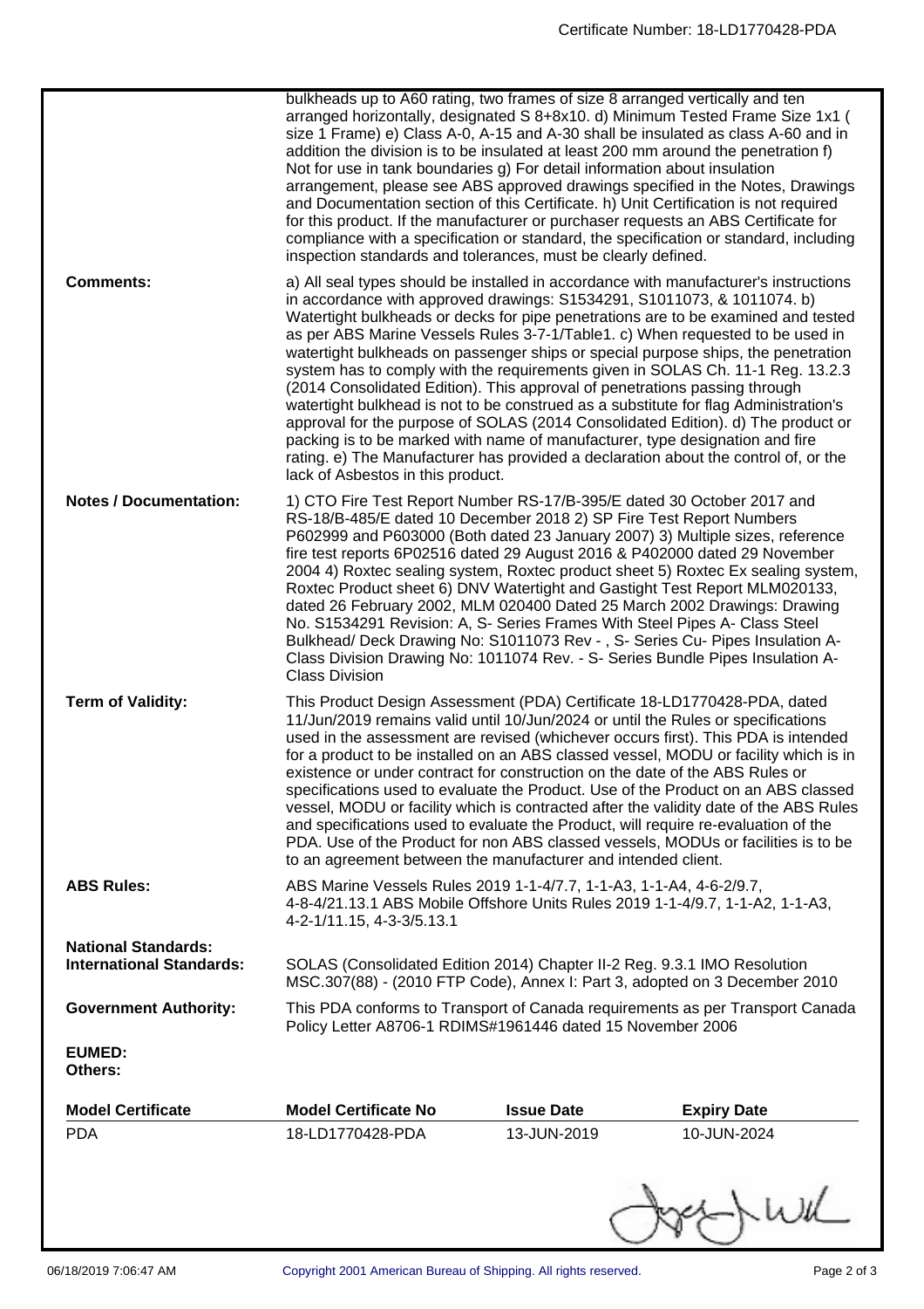| | |
|---|---|
| | bulkheads up to A60 rating, two frames of size 8 arranged vertically and ten arranged horizontally, designated S 8+8x10. d) Minimum Tested Frame Size 1x1 ( size 1 Frame) e) Class A-0, A-15 and A-30 shall be insulated as class A-60 and in addition the division is to be insulated at least 200 mm around the penetration f) Not for use in tank boundaries g) For detail information about insulation arrangement, please see ABS approved drawings specified in the Notes, Drawings and Documentation section of this Certificate. h) Unit Certification is not required for this product. If the manufacturer or purchaser requests an ABS Certificate for compliance with a specification or standard, the specification or standard, including inspection standards and tolerances, must be clearly defined. |
| **Comments:** | a) All seal types should be installed in accordance with manufacturer's instructions in accordance with approved drawings: S1534291, S1011073, & 1011074. b) Watertight bulkheads or decks for pipe penetrations are to be examined and tested as per ABS Marine Vessels Rules 3-7-1/Table1. c) When requested to be used in watertight bulkheads on passenger ships or special purpose ships, the penetration system has to comply with the requirements given in SOLAS Ch. 11-1 Reg. 13.2.3 (2014 Consolidated Edition). This approval of penetrations passing through watertight bulkhead is not to be construed as a substitute for flag Administration's approval for the purpose of SOLAS (2014 Consolidated Edition). d) The product or packing is to be marked with name of manufacturer, type designation and fire rating. e) The Manufacturer has provided a declaration about the control of, or the lack of Asbestos in this product. |
| **Notes / Documentation:** | 1) CTO Fire Test Report Number RS-17/B-395/E dated 30 October 2017 and RS-18/B-485/E dated 10 December 2018 2) SP Fire Test Report Numbers P602999 and P603000 (Both dated 23 January 2007) 3) Multiple sizes, reference fire test reports 6P02516 dated 29 August 2016 & P402000 dated 29 November 2004 4) Roxtec sealing system, Roxtec product sheet 5) Roxtec Ex sealing system, Roxtec Product sheet 6) DNV Watertight and Gastight Test Report MLM020133, dated 26 February 2002, MLM 020400 Dated 25 March 2002 Drawings: Drawing No. S1534291 Revision: A, S- Series Frames With Steel Pipes A- Class Steel Bulkhead/ Deck Drawing No: S1011073 Rev - , S- Series Cu- Pipes Insulation A-Class Division Drawing No: 1011074 Rev. - S- Series Bundle Pipes Insulation A-Class Division |
| **Term of Validity:** | This Product Design Assessment (PDA) Certificate 18-LD1770428-PDA, dated 11/Jun/2019 remains valid until 10/Jun/2024 or until the Rules or specifications used in the assessment are revised (whichever occurs first). This PDA is intended for a product to be installed on an ABS classed vessel, MODU or facility which is in existence or under contract for construction on the date of the ABS Rules or specifications used to evaluate the Product. Use of the Product on an ABS classed vessel, MODU or facility which is contracted after the validity date of the ABS Rules and specifications used to evaluate the Product, will require re-evaluation of the PDA. Use of the Product for non ABS classed vessels, MODUs or facilities is to be to an agreement between the manufacturer and intended client. |
| **ABS Rules:** | ABS Marine Vessels Rules 2019 1-1-4/7.7, 1-1-A3, 1-1-A4, 4-6-2/9.7, 4-8-4/21.13.1 ABS Mobile Offshore Units Rules 2019 1-1-4/9.7, 1-1-A2, 1-1-A3, 4-2-1/11.15, 4-3-3/5.13.1 |
| **National Standards:** | |
| **International Standards:** | SOLAS (Consolidated Edition 2014) Chapter II-2 Reg. 9.3.1 IMO Resolution MSC.307(88) - (2010 FTP Code), Annex I: Part 3, adopted on 3 December 2010 |
| **Government Authority:** | This PDA conforms to Transport of Canada requirements as per Transport Canada Policy Letter A8706-1 RDIMS#1961446 dated 15 November 2006 |
| **EUMED:** | |
| **Others:** | |

| Model Certificate | Model Certificate No | Issue Date | Expiry Date |
|---|---|---|---|
| PDA | 18-LD1770428-PDA | 13-JUN-2019 | 10-JUN-2024 |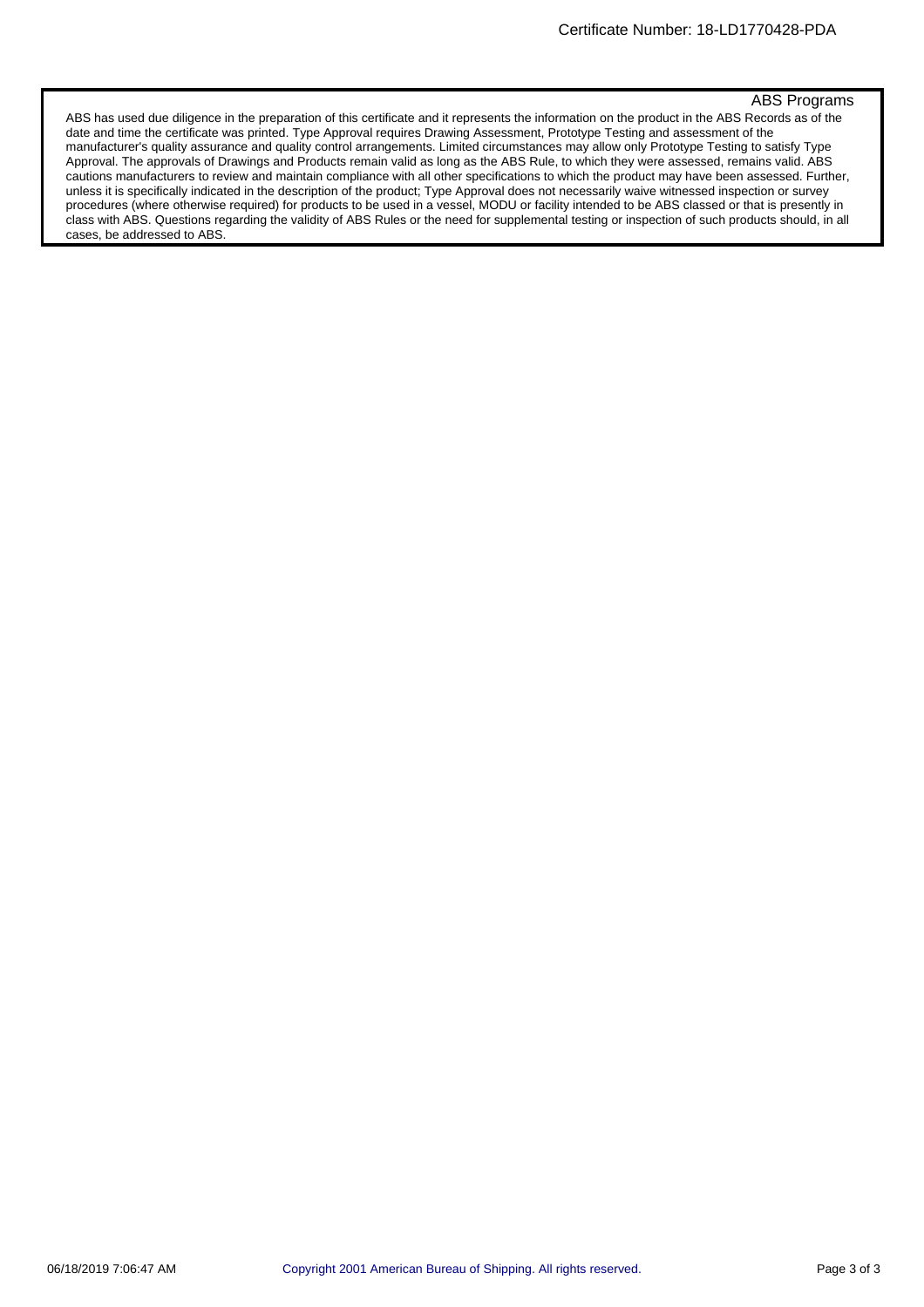## ABS Programs

ABS has used due diligence in the preparation of this certificate and it represents the information on the product in the ABS Records as of the date and time the certificate was printed. Type Approval requires Drawing Assessment, Prototype Testing and assessment of the manufacturer's quality assurance and quality control arrangements. Limited circumstances may allow only Prototype Testing to satisfy Type Approval. The approvals of Drawings and Products remain valid as long as the ABS Rule, to which they were assessed, remains valid. ABS cautions manufacturers to review and maintain compliance with all other specifications to which the product may have been assessed. Further, unless it is specifically indicated in the description of the product; Type Approval does not necessarily waive witnessed inspection or survey procedures (where otherwise required) for products to be used in a vessel, MODU or facility intended to be ABS classed or that is presently in class with ABS. Questions regarding the validity of ABS Rules or the need for supplemental testing or inspection of such products should, in all cases, be addressed to ABS.